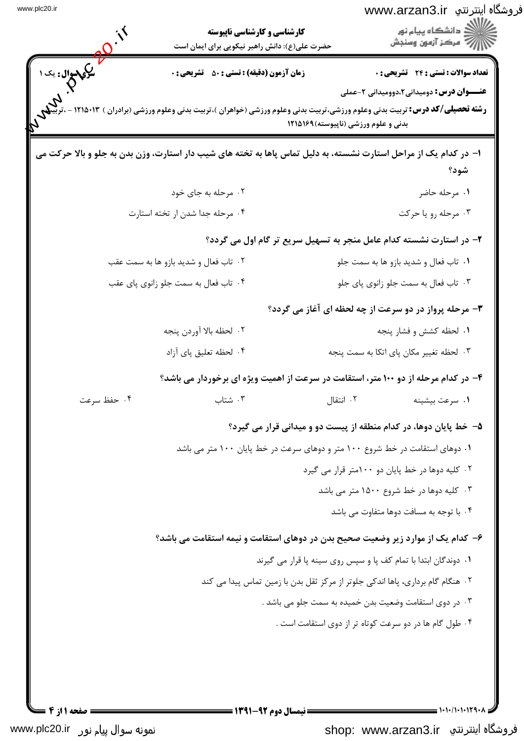کارشناسی و کارشناسی ناپیوسته

حضرت علی(ع): دانش راهبر نیکویی برای ایمان است

دانشگاه پیام نور
مرکز آزمون وسنجش

**تعداد سوالات : تستی : ۲۴ تشریحی : ۰** **زمان آزمون (دقیقه) : تستی : ۵۰ تشریحی : ۰** **سری سوال : یک ۱**

**عنـــوان درس:** دومیدانی۲،دوومیدانی ۲-عملی

**رشته تحصیلی/کد درس:** تربیت بدنی وعلوم ورزشی،تربیت بدنی وعلوم ورزشی (خواهران )،تربیت بدنی وعلوم ورزشی (برادران ) ۱۲۱۵۰۱۳ - ،تربیت بدنی و علوم ورزشی (ناپیوسته)۱۲۱۵۱۶۹

**۱- در کدام یک از مراحل استارت نشسته، به دلیل تماس پاها به تخته های شیب دار استارت، وزن بدن به جلو و بالا حرکت می شود؟**

۱. مرحله حاضر

۲. مرحله به جای خود

۳. مرحله رو یا حرکت

۴. مرحله جدا شدن از تخته استارت

**۲- در استارت نشسته کدام عامل منجر به تسهیل سریع تر گام اول می گردد؟**

۱. تاب فعال و شدید بازو ها به سمت جلو

۲. تاب فعال و شدید بازو ها به سمت عقب

۳. تاب فعال به سمت جلو زانوی پای جلو

۴. تاب فعال به سمت جلو زانوی پای عقب

**۳- مرحله پرواز در دو سرعت از چه لحظه ای آغاز می گردد؟**

۱. لحظه کشش و فشار پنجه

۲. لحظه بالا آوردن پنجه

۳. لحظه تغییر مکان پای اتکا به سمت پنجه

۴. لحظه تعلیق پای آزاد

**۴- در کدام مرحله از دو ۱۰۰ متر، استقامت در سرعت از اهمیت ویژه ای برخوردار می باشد؟**

۱. سرعت بیشینه

۲. انتقال

۳. شتاب

۴. حفظ سرعت

**۵- خط پایان دوها، در کدام منطقه از پیست دو و میدانی قرار می گیرد؟**

۱. دوهای استقامت در خط شروع ۱۰۰ متر و دوهای سرعت در خط پایان ۱۰۰ متر می باشد

۲. کلیه دوها در خط پایان دو ۱۰۰متر قرار می گیرد

۳. کلیه دوها در خط شروع ۱۵۰۰ متر می باشد

۴. با توجه به مسافت دوها متفاوت می باشد

**۶- کدام یک از موارد زیر وضعیت صحیح بدن در دوهای استقامت و نیمه استقامت می باشد؟**

۱. دوندگان ابتدا با تمام کف پا و سپس روی سینه پا قرار می گیرند

۲. هنگام گام برداری، پاها اندکی جلوتر از مرکز ثقل بدن با زمین تماس پیدا می کند

۳. در دوی استقامت وضعیت بدن خمیده به سمت جلو می باشد .

۴. طول گام ها در دو سرعت کوتاه تر از دوی استقامت است .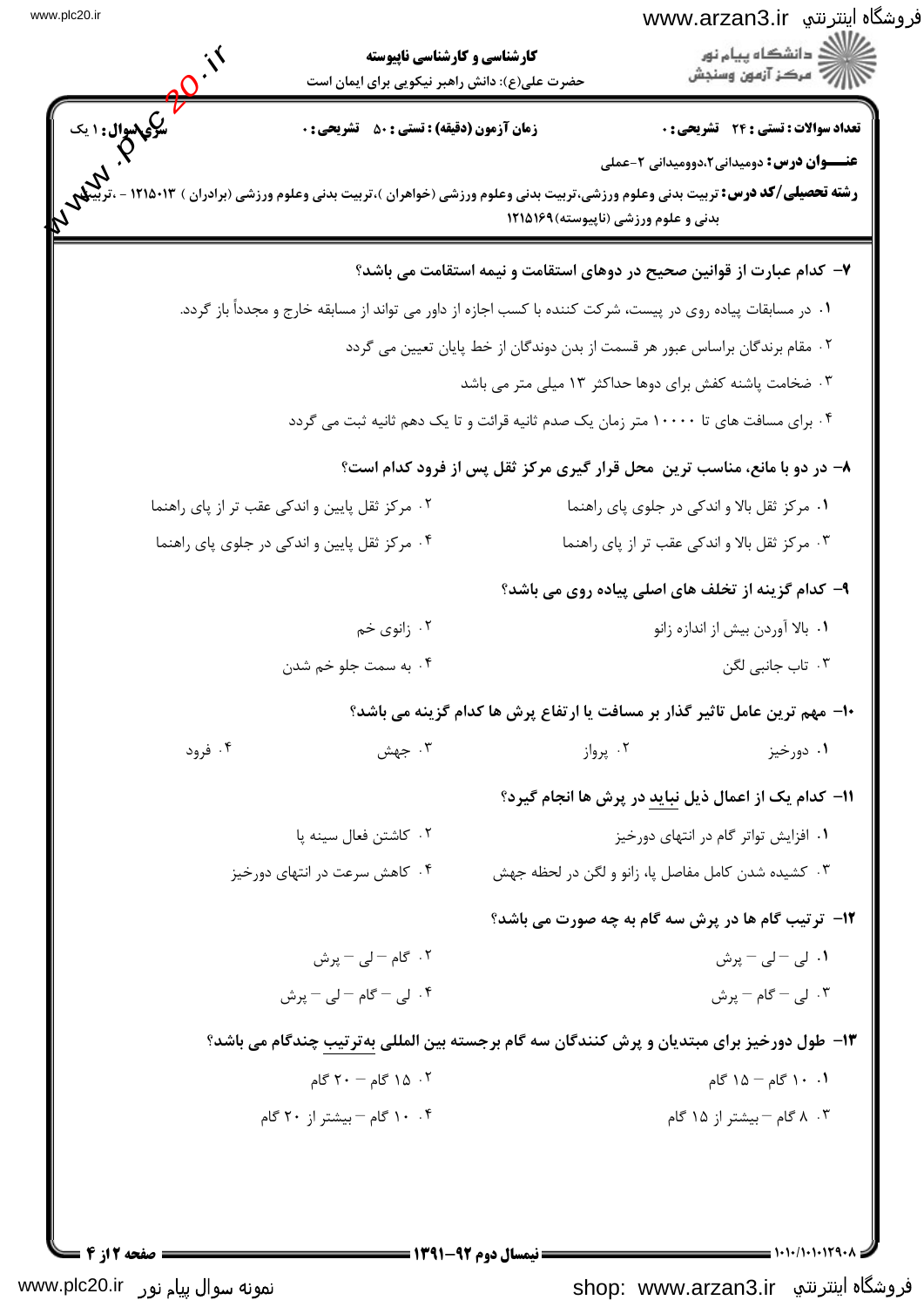**کارشناسی و کارشناسی ناپیوسته**

حضرت علی(ع): دانش راهبر نیکویی برای ایمان است

**تعداد سوالات : تستی : ۲۴ تشریحی : ۰** | **زمان آزمون (دقیقه) : تستی : ۵۰ تشریحی : ۰** | **سری سوال : ۱ یک**

**عنـــوان درس:** دومیدانی۲،دوومیدانی ۲-عملی

**رشته تحصیلی/کد درس:** تربیت بدنی وعلوم ورزشی،تربیت بدنی وعلوم ورزشی (خواهران )،تربیت بدنی وعلوم ورزشی (برادران ) ۱۲۱۵۰۱۳ - ،تربیت بدنی و علوم ورزشی (ناپیوسته)۱۲۱۵۱۶۹

---

**۷- کدام عبارت از قوانین صحیح در دوهای استقامت و نیمه استقامت می باشد؟**

۱. در مسابقات پیاده روی در پیست، شرکت کننده با کسب اجازه از داور می تواند از مسابقه خارج و مجدداً باز گردد.

۲. مقام برندگان براساس عبور هر قسمت از بدن دوندگان از خط پایان تعیین می گردد

۳. ضخامت پاشنه کفش برای دوها حداکثر ۱۳ میلی متر می باشد

۴. برای مسافت های تا ۱۰۰۰۰ متر زمان یک صدم ثانیه قرائت و تا یک دهم ثانیه ثبت می گردد

**۸- در دو با مانع، مناسب ترین محل قرار گیری مرکز ثقل پس از فرود کدام است؟**

۱. مرکز ثقل بالا و اندکی در جلوی پای راهنما

۲. مرکز ثقل پایین و اندکی عقب تر از پای راهنما

۳. مرکز ثقل بالا و اندکی عقب تر از پای راهنما

۴. مرکز ثقل پایین و اندکی در جلوی پای راهنما

**۹- کدام گزینه از تخلف های اصلی پیاده روی می باشد؟**

۱. بالا آوردن بیش از اندازه زانو

۲. زانوی خم

۳. تاب جانبی لگن

۴. به سمت جلو خم شدن

**۱۰- مهم ترین عامل تاثیر گذار بر مسافت یا ارتفاع پرش ها کدام گزینه می باشد؟**

۱. دورخیز

۲. پرواز

۳. جهش

۴. فرود

**۱۱- کدام یک از اعمال ذیل نباید در پرش ها انجام گیرد؟**

۱. افزایش تواتر گام در انتهای دورخیز

۲. کاشتن فعال سینه پا

۳. کشیده شدن کامل مفاصل پا، زانو و لگن در لحظه جهش

۴. کاهش سرعت در انتهای دورخیز

**۱۲- ترتیب گام ها در پرش سه گام به چه صورت می باشد؟**

۱. لی – لی – پرش

۲. گام – لی – پرش

۳. لی – گام – پرش

۴. لی – گام – لی – پرش

**۱۳- طول دورخیز برای مبتدیان و پرش کنندگان سه گام برجسته بین المللی به‌ترتیب چندگام می باشد؟**

۱. ۱۰ گام – ۱۵ گام

۲. ۱۵ گام – ۲۰ گام

۳. ۸ گام – بیشتر از ۱۵ گام

۴. ۱۰ گام – بیشتر از ۲۰ گام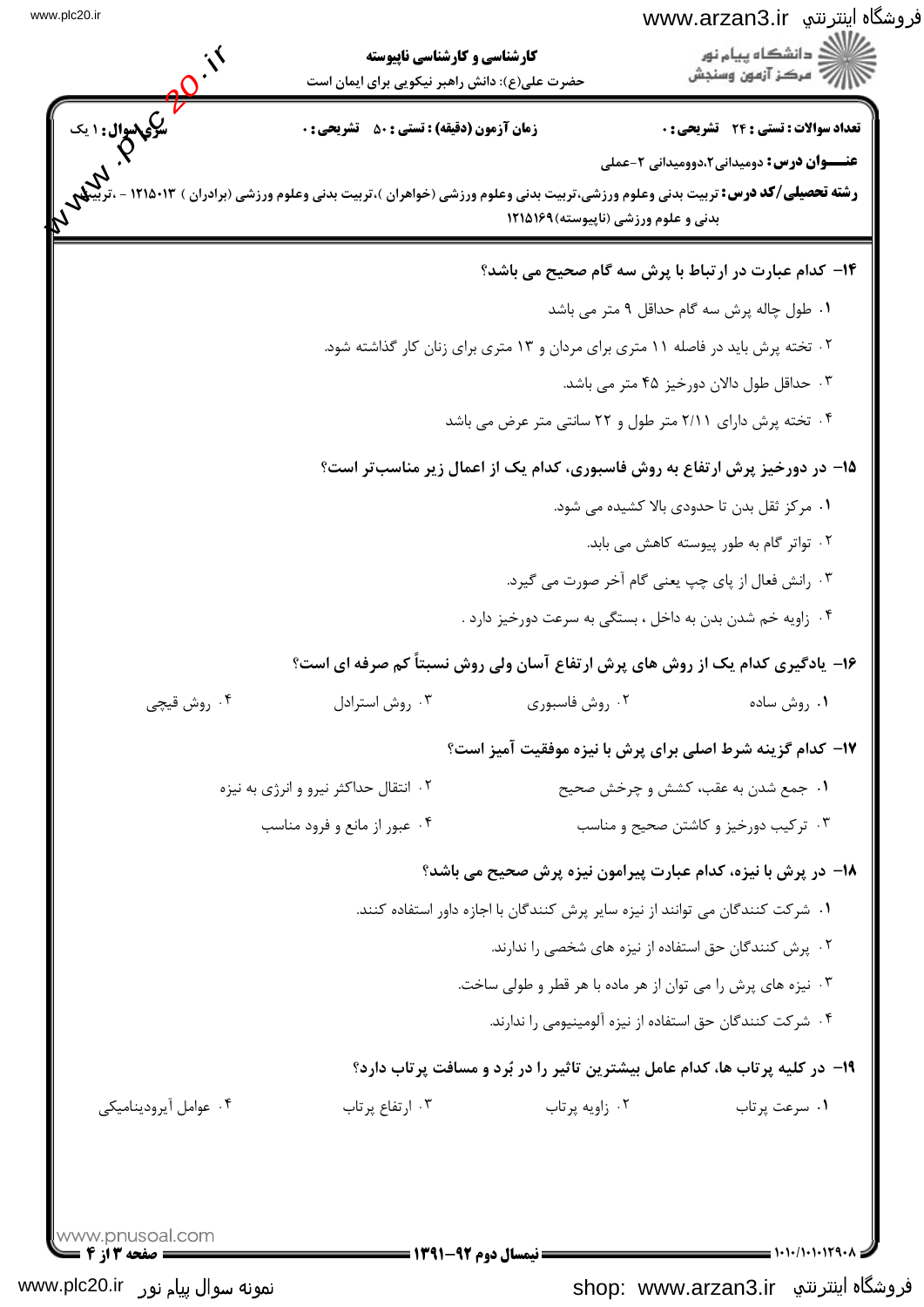**کارشناسی و کارشناسی ناپیوسته**

حضرت علی(ع): دانش راهبر نیکویی برای ایمان است

**تعداد سوالات : تستی : ۲۴ تشریحی : ۰** | **زمان آزمون (دقیقه) : تستی : ۵۰ تشریحی : ۰** | **سری سوال : ۱ یک**

**عنـــوان درس:** دومیدانی۲،دوومیدانی ۲-عملی

**رشته تحصیلی/کد درس:** تربیت بدنی وعلوم ورزشی،تربیت بدنی وعلوم ورزشی (خواهران )،تربیت بدنی وعلوم ورزشی (برادران ) ۱۲۱۵۰۱۳ - ،تربیت بدنی و علوم ورزشی (ناپیوسته)۱۲۱۵۱۶۹

**۱۴- کدام عبارت در ارتباط با پرش سه گام صحیح می باشد؟**

۱. طول چاله پرش سه گام حداقل ۹ متر می باشد

۲. تخته پرش باید در فاصله ۱۱ متری برای مردان و ۱۳ متری برای زنان کار گذاشته شود.

۳. حداقل طول دالان دورخیز ۴۵ متر می باشد.

۴. تخته پرش دارای ۲/۱۱ متر طول و ۲۲ سانتی متر عرض می باشد

**۱۵- در دورخیز پرش ارتفاع به روش فاسبوری، کدام یک از اعمال زیر مناسب‌تر است؟**

۱. مرکز ثقل بدن تا حدودی بالا کشیده می شود.

۲. تواتر گام به طور پیوسته کاهش می یابد.

۳. رانش فعال از پای چپ یعنی گام آخر صورت می گیرد.

۴. زاویه خم شدن بدن به داخل ، بستگی به سرعت دورخیز دارد .

**۱۶- یادگیری کدام یک از روش های پرش ارتفاع آسان ولی روش نسبتاً کم صرفه ای است؟**

۱. روش ساده

۲. روش فاسبوری

۳. روش استرادل

۴. روش قیچی

**۱۷- کدام گزینه شرط اصلی برای پرش با نیزه موفقیت آمیز است؟**

۱. جمع شدن به عقب، کشش و چرخش صحیح

۲. انتقال حداکثر نیرو و انرژی به نیزه

۳. ترکیب دورخیز و کاشتن صحیح و مناسب

۴. عبور از مانع و فرود مناسب

**۱۸- در پرش با نیزه، کدام عبارت پیرامون نیزه پرش صحیح می باشد؟**

۱. شرکت کنندگان می توانند از نیزه سایر پرش کنندگان با اجازه داور استفاده کنند.

۲. پرش کنندگان حق استفاده از نیزه های شخصی را ندارند.

۳. نیزه های پرش را می توان از هر ماده با هر قطر و طولی ساخت.

۴. شرکت کنندگان حق استفاده از نیزه آلومینیومی را ندارند.

**۱۹- در کلیه پرتاب ها، کدام عامل بیشترین تاثیر را در بُرد و مسافت پرتاب دارد؟**

۱. سرعت پرتاب

۲. زاویه پرتاب

۳. ارتفاع پرتاب

۴. عوامل آیرودینامیکی

نیمسال دوم ۹۲-۱۳۹۱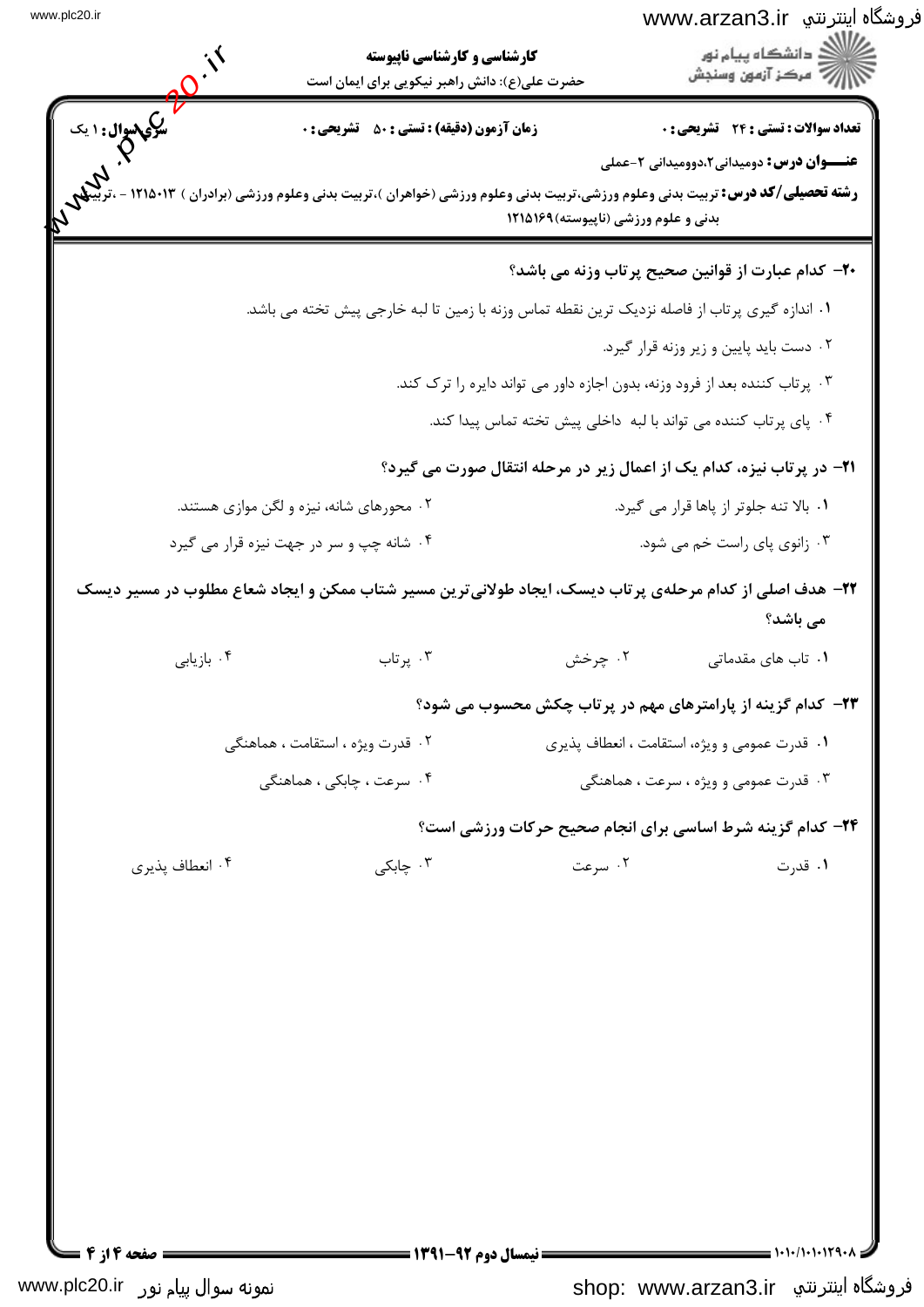**کارشناسی و کارشناسی ناپیوسته**

حضرت علی(ع): دانش راهبر نیکویی برای ایمان است

**تعداد سوالات: تستی: ۲۴ تشریحی: ۰** | **زمان آزمون (دقیقه): تستی: ۵۰ تشریحی: ۰** | **سری سوال: ۱ یک**

**عنـــوان درس:** دومیدانی۲،دوومیدانی ۲-عملی

**رشته تحصیلی/کد درس:** تربیت بدنی وعلوم ورزشی،تربیت بدنی وعلوم ورزشی (خواهران )،تربیت بدنی وعلوم ورزشی (برادران ) ۱۲۱۵۰۱۳ - ،تربیت بدنی و علوم ورزشی (ناپیوسته)۱۲۱۵۱۶۹

**۲۰- کدام عبارت از قوانین صحیح پرتاب وزنه می باشد؟**

۱. اندازه گیری پرتاب از فاصله نزدیک ترین نقطه تماس وزنه با زمین تا لبه خارجی پیش تخته می باشد.

۲. دست باید پایین و زیر وزنه قرار گیرد.

۳. پرتاب کننده بعد از فرود وزنه، بدون اجازه داور می تواند دایره را ترک کند.

۴. پای پرتاب کننده می تواند با لبه داخلی پیش تخته تماس پیدا کند.

**۲۱- در پرتاب نیزه، کدام یک از اعمال زیر در مرحله انتقال صورت می گیرد؟**

۱. بالا تنه جلوتر از پاها قرار می گیرد.

۲. محورهای شانه، نیزه و لگن موازی هستند.

۳. زانوی پای راست خم می شود.

۴. شانه چپ و سر در جهت نیزه قرار می گیرد

**۲۲- هدف اصلی از کدام مرحله‌ی پرتاب دیسک، ایجاد طولانی‌ترین مسیر شتاب ممکن و ایجاد شعاع مطلوب در مسیر دیسک می باشد؟**

۱. تاب های مقدماتی

۲. چرخش

۳. پرتاب

۴. بازیابی

**۲۳- کدام گزینه از پارامترهای مهم در پرتاب چکش محسوب می شود؟**

۱. قدرت عمومی و ویژه، استقامت ، انعطاف پذیری

۲. قدرت ویژه ، استقامت ، هماهنگی

۳. قدرت عمومی و ویژه ، سرعت ، هماهنگی

۴. سرعت ، چابکی ، هماهنگی

**۲۴- کدام گزینه شرط اساسی برای انجام صحیح حرکات ورزشی است؟**

۱. قدرت

۲. سرعت

۳. چابکی

۴. انعطاف پذیری